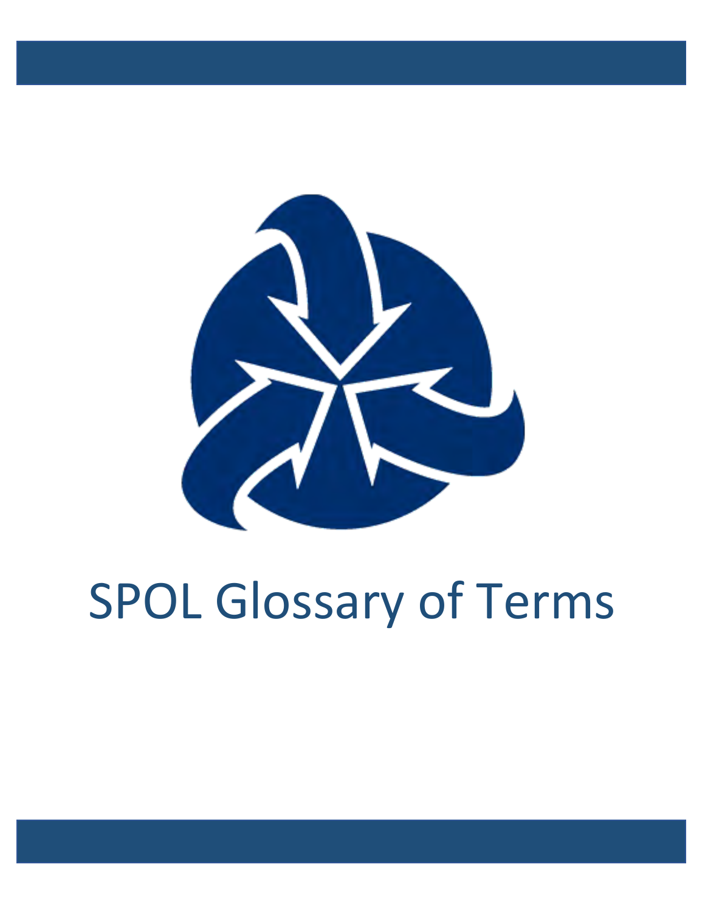# SPOL Glossary of Terms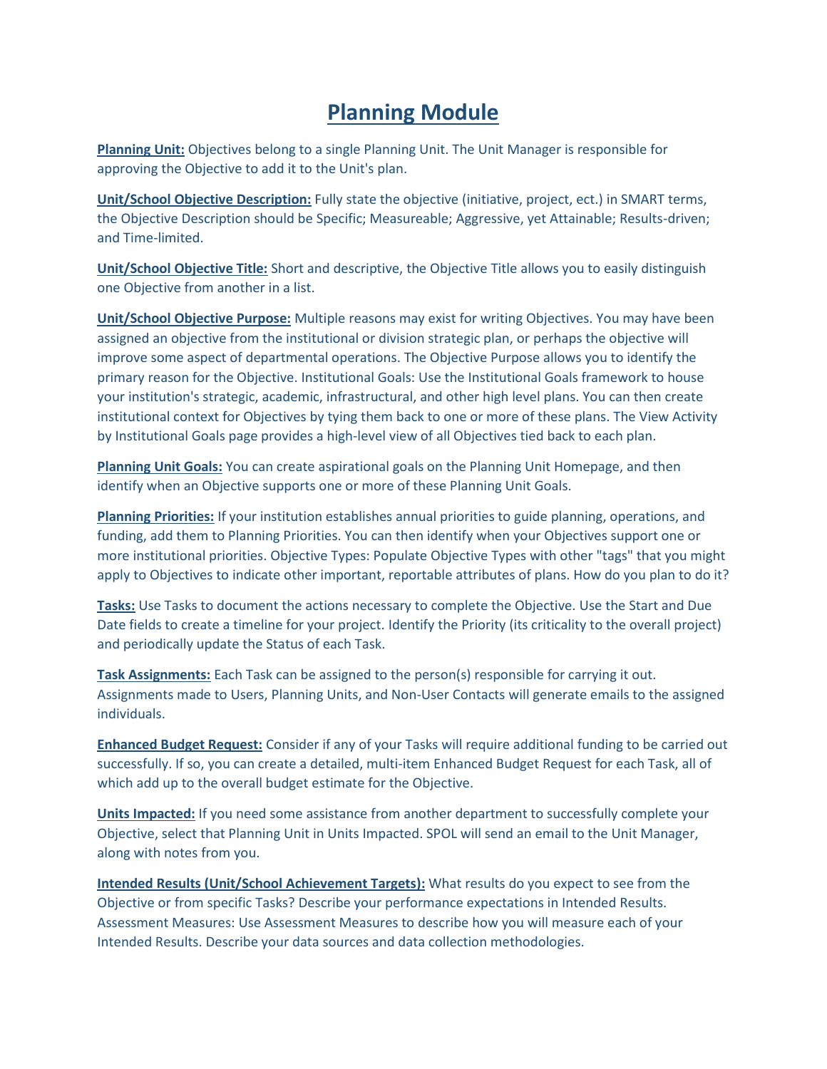# Planning Module

**Planning Unit:** Objectives belong to a single Planning Unit. The Unit Manager is responsible for approving the Objective to add it to the Unit's plan.

**Unit/School Objective Description:** Fully state the objective (initiative, project, ect.) in SMART terms, the Objective Description should be Specific; Measureable; Aggressive, yet Attainable; Results-driven; and Time-limited.

**Unit/School Objective Title:** Short and descriptive, the Objective Title allows you to easily distinguish one Objective from another in a list.

**Unit/School Objective Purpose:** Multiple reasons may exist for writing Objectives. You may have been assigned an objective from the institutional or division strategic plan, or perhaps the objective will improve some aspect of departmental operations. The Objective Purpose allows you to identify the primary reason for the Objective. Institutional Goals: Use the Institutional Goals framework to house your institution's strategic, academic, infrastructural, and other high level plans. You can then create institutional context for Objectives by tying them back to one or more of these plans. The View Activity by Institutional Goals page provides a high-level view of all Objectives tied back to each plan.

**Planning Unit Goals:** You can create aspirational goals on the Planning Unit Homepage, and then identify when an Objective supports one or more of these Planning Unit Goals.

**Planning Priorities:** If your institution establishes annual priorities to guide planning, operations, and funding, add them to Planning Priorities. You can then identify when your Objectives support one or more institutional priorities. Objective Types: Populate Objective Types with other "tags" that you might apply to Objectives to indicate other important, reportable attributes of plans. How do you plan to do it?

**Tasks:** Use Tasks to document the actions necessary to complete the Objective. Use the Start and Due Date fields to create a timeline for your project. Identify the Priority (its criticality to the overall project) and periodically update the Status of each Task.

**Task Assignments:** Each Task can be assigned to the person(s) responsible for carrying it out. Assignments made to Users, Planning Units, and Non-User Contacts will generate emails to the assigned individuals.

**Enhanced Budget Request:** Consider if any of your Tasks will require additional funding to be carried out successfully. If so, you can create a detailed, multi-item Enhanced Budget Request for each Task, all of which add up to the overall budget estimate for the Objective.

**Units Impacted:** If you need some assistance from another department to successfully complete your Objective, select that Planning Unit in Units Impacted. SPOL will send an email to the Unit Manager, along with notes from you.

**Intended Results (Unit/School Achievement Targets):** What results do you expect to see from the Objective or from specific Tasks? Describe your performance expectations in Intended Results. Assessment Measures: Use Assessment Measures to describe how you will measure each of your Intended Results. Describe your data sources and data collection methodologies.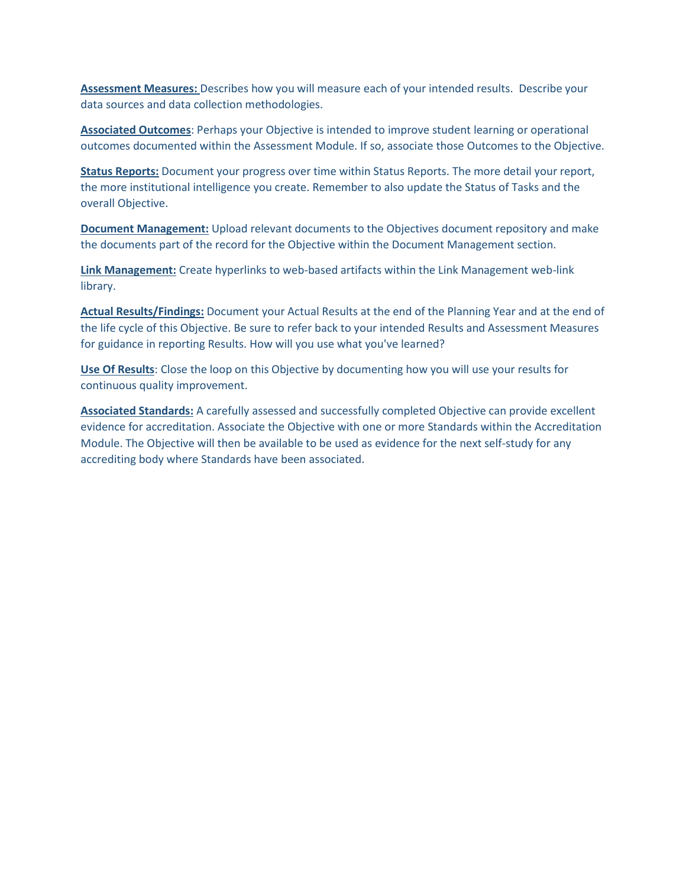**Assessment Measures:** Describes how you will measure each of your intended results. Describe your data sources and data collection methodologies.

**Associated Outcomes**: Perhaps your Objective is intended to improve student learning or operational outcomes documented within the Assessment Module. If so, associate those Outcomes to the Objective.

**Status Reports:** Document your progress over time within Status Reports. The more detail your report, the more institutional intelligence you create. Remember to also update the Status of Tasks and the overall Objective.

**Document Management:** Upload relevant documents to the Objectives document repository and make the documents part of the record for the Objective within the Document Management section.

**Link Management:** Create hyperlinks to web-based artifacts within the Link Management web-link library.

**Actual Results/Findings:** Document your Actual Results at the end of the Planning Year and at the end of the life cycle of this Objective. Be sure to refer back to your intended Results and Assessment Measures for guidance in reporting Results. How will you use what you've learned?

**Use Of Results**: Close the loop on this Objective by documenting how you will use your results for continuous quality improvement.

**Associated Standards:** A carefully assessed and successfully completed Objective can provide excellent evidence for accreditation. Associate the Objective with one or more Standards within the Accreditation Module. The Objective will then be available to be used as evidence for the next self-study for any accrediting body where Standards have been associated.